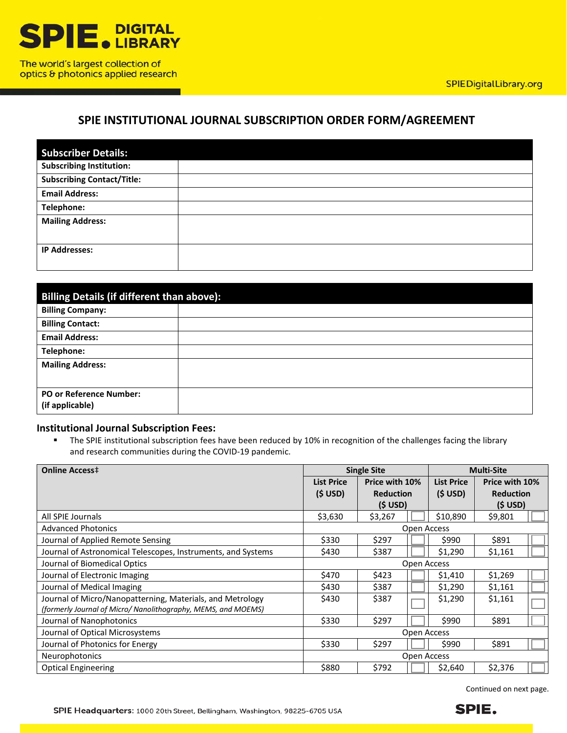SPIE. DIGITAL LIBRARY

The world's largest collection of optics & photonics applied research

SPIEDigitalLibrary.org

# SPIE INSTITUTIONAL JOURNAL SUBSCRIPTION ORDER FORM/AGREEMENT

| **Subscriber Details:** | |
|---|---|
| **Subscribing Institution:** | |
| **Subscribing Contact/Title:** | |
| **Email Address:** | |
| **Telephone:** | |
| **Mailing Address:** | |
| **IP Addresses:** | |

| **Billing Details (if different than above):** | |
|---|---|
| **Billing Company:** | |
| **Billing Contact:** | |
| **Email Address:** | |
| **Telephone:** | |
| **Mailing Address:** | |
| **PO or Reference Number:** (if applicable) | |

### Institutional Journal Subscription Fees:

- The SPIE institutional subscription fees have been reduced by 10% in recognition of the challenges facing the library and research communities during the COVID-19 pandemic.

| **Online Access‡** | **Single Site** | | | **Multi-Site** | | |
|---|---|---|---|---|---|---|
| | **List Price ($ USD)** | **Price with 10% Reduction ($ USD)** | | **List Price ($ USD)** | **Price with 10% Reduction ($ USD)** | |
| All SPIE Journals | $3,630 | $3,267 | ☐ | $10,890 | $9,801 | ☐ |
| Advanced Photonics | Open Access | | | | | |
| Journal of Applied Remote Sensing | $330 | $297 | ☐ | $990 | $891 | ☐ |
| Journal of Astronomical Telescopes, Instruments, and Systems | $430 | $387 | ☐ | $1,290 | $1,161 | ☐ |
| Journal of Biomedical Optics | Open Access | | | | | |
| Journal of Electronic Imaging | $470 | $423 | ☐ | $1,410 | $1,269 | ☐ |
| Journal of Medical Imaging | $430 | $387 | ☐ | $1,290 | $1,161 | ☐ |
| Journal of Micro/Nanopatterning, Materials, and Metrology *(formerly Journal of Micro/ Nanolithography, MEMS, and MOEMS)* | $430 | $387 | ☐ | $1,290 | $1,161 | ☐ |
| Journal of Nanophotonics | $330 | $297 | ☐ | $990 | $891 | ☐ |
| Journal of Optical Microsystems | Open Access | | | | | |
| Journal of Photonics for Energy | $330 | $297 | ☐ | $990 | $891 | ☐ |
| Neurophotonics | Open Access | | | | | |
| Optical Engineering | $880 | $792 | ☐ | $2,640 | $2,376 | ☐ |

Continued on next page.

**SPIE Headquarters:** 1000 20th Street, Bellingham, Washington, 98225-6705 USA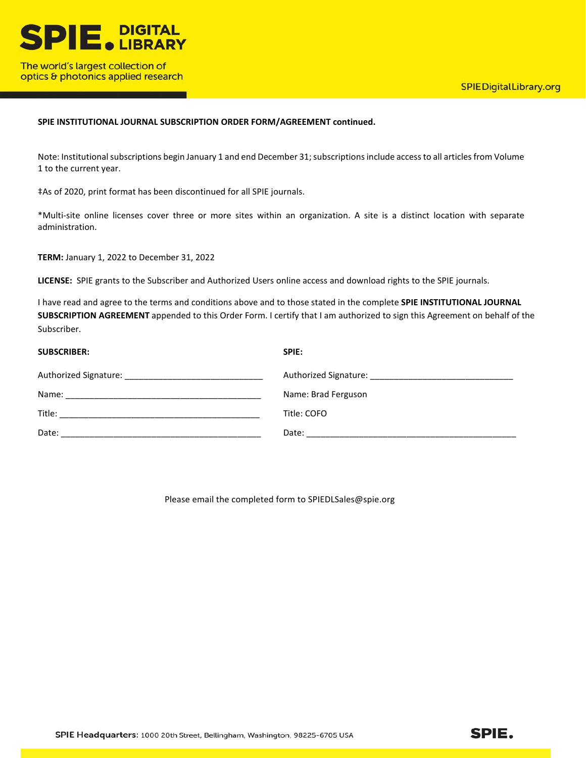**SPIE INSTITUTIONAL JOURNAL SUBSCRIPTION ORDER FORM/AGREEMENT continued.**

Note: Institutional subscriptions begin January 1 and end December 31; subscriptions include access to all articles from Volume 1 to the current year.

‡As of 2020, print format has been discontinued for all SPIE journals.

*Multi-site online licenses cover three or more sites within an organization. A site is a distinct location with separate administration.

**TERM:** January 1, 2022 to December 31, 2022

**LICENSE:** SPIE grants to the Subscriber and Authorized Users online access and download rights to the SPIE journals.

I have read and agree to the terms and conditions above and to those stated in the complete **SPIE INSTITUTIONAL JOURNAL SUBSCRIPTION AGREEMENT** appended to this Order Form. I certify that I am authorized to sign this Agreement on behalf of the Subscriber.

**SUBSCRIBER:**

Authorized Signature: _____________________________

Name: __________________________________________

Title: ___________________________________________

Date: ___________________________________________

**SPIE:**

Authorized Signature: _____________________________

Name: Brad Ferguson

Title: COFO

Date: ___________________________________________

Please email the completed form to SPIEDLSales@spie.org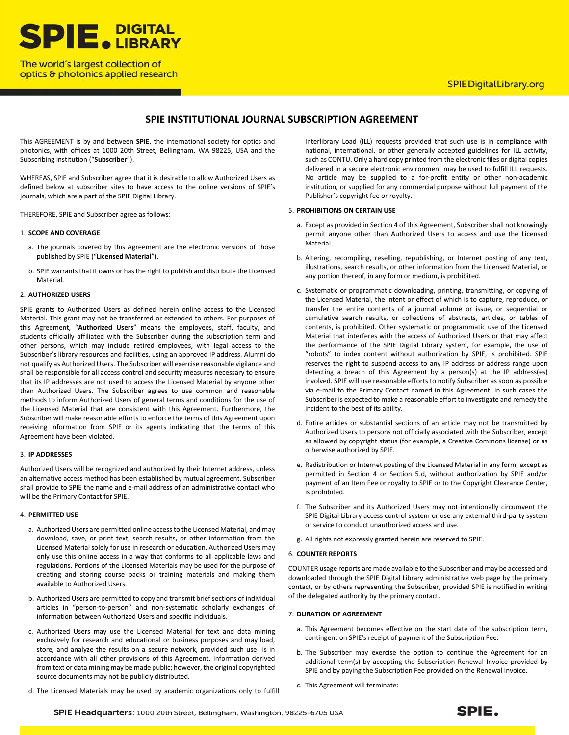# SPIE INSTITUTIONAL JOURNAL SUBSCRIPTION AGREEMENT

This AGREEMENT is by and between **SPIE**, the international society for optics and photonics, with offices at 1000 20th Street, Bellingham, WA 98225, USA and the Subscribing institution ("**Subscriber**").

WHEREAS, SPIE and Subscriber agree that it is desirable to allow Authorized Users as defined below at subscriber sites to have access to the online versions of SPIE's journals, which are a part of the SPIE Digital Library.

THEREFORE, SPIE and Subscriber agree as follows:

1. **SCOPE AND COVERAGE**

   a. The journals covered by this Agreement are the electronic versions of those published by SPIE ("**Licensed Material**").

   b. SPIE warrants that it owns or has the right to publish and distribute the Licensed Material.

2. **AUTHORIZED USERS**

SPIE grants to Authorized Users as defined herein online access to the Licensed Material. This grant may not be transferred or extended to others. For purposes of this Agreement, "**Authorized Users**" means the employees, staff, faculty, and students officially affiliated with the Subscriber during the subscription term and other persons, which may include retired employees, with legal access to the Subscriber's library resources and facilities, using an approved IP address. Alumni do not qualify as Authorized Users. The Subscriber will exercise reasonable vigilance and shall be responsible for all access control and security measures necessary to ensure that its IP addresses are not used to access the Licensed Material by anyone other than Authorized Users. The Subscriber agrees to use common and reasonable methods to inform Authorized Users of general terms and conditions for the use of the Licensed Material that are consistent with this Agreement. Furthermore, the Subscriber will make reasonable efforts to enforce the terms of this Agreement upon receiving information from SPIE or its agents indicating that the terms of this Agreement have been violated.

3. **IP ADDRESSES**

Authorized Users will be recognized and authorized by their Internet address, unless an alternative access method has been established by mutual agreement. Subscriber shall provide to SPIE the name and e-mail address of an administrative contact who will be the Primary Contact for SPIE.

4. **PERMITTED USE**

   a. Authorized Users are permitted online access to the Licensed Material, and may download, save, or print text, search results, or other information from the Licensed Material solely for use in research or education. Authorized Users may only use this online access in a way that conforms to all applicable laws and regulations. Portions of the Licensed Materials may be used for the purpose of creating and storing course packs or training materials and making them available to Authorized Users.

   b. Authorized Users are permitted to copy and transmit brief sections of individual articles in "person-to-person" and non-systematic scholarly exchanges of information between Authorized Users and specific individuals.

   c. Authorized Users may use the Licensed Material for text and data mining exclusively for research and educational or business purposes and may load, store, and analyze the results on a secure network, provided such use is in accordance with all other provisions of this Agreement. Information derived from text or data mining may be made public; however, the original copyrighted source documents may not be publicly distributed.

   d. The Licensed Materials may be used by academic organizations only to fulfill Interlibrary Load (ILL) requests provided that such use is in compliance with national, international, or other generally accepted guidelines for ILL activity, such as CONTU. Only a hard copy printed from the electronic files or digital copies delivered in a secure electronic environment may be used to fulfill ILL requests. No article may be supplied to a for-profit entity or other non-academic institution, or supplied for any commercial purpose without full payment of the Publisher's copyright fee or royalty.

5. **PROHIBITIONS ON CERTAIN USE**

   a. Except as provided in Section 4 of this Agreement, Subscriber shall not knowingly permit anyone other than Authorized Users to access and use the Licensed Material.

   b. Altering, recompiling, reselling, republishing, or Internet posting of any text, illustrations, search results, or other information from the Licensed Material, or any portion thereof, in any form or medium, is prohibited.

   c. Systematic or programmatic downloading, printing, transmitting, or copying of the Licensed Material, the intent or effect of which is to capture, reproduce, or transfer the entire contents of a journal volume or issue, or sequential or cumulative search results, or collections of abstracts, articles, or tables of contents, is prohibited. Other systematic or programmatic use of the Licensed Material that interferes with the access of Authorized Users or that may affect the performance of the SPIE Digital Library system, for example, the use of "robots" to index content without authorization by SPIE, is prohibited. SPIE reserves the right to suspend access to any IP address or address range upon detecting a breach of this Agreement by a person(s) at the IP address(es) involved. SPIE will use reasonable efforts to notify Subscriber as soon as possible via e-mail to the Primary Contact named in this Agreement. In such cases the Subscriber is expected to make a reasonable effort to investigate and remedy the incident to the best of its ability.

   d. Entire articles or substantial sections of an article may not be transmitted by Authorized Users to persons not officially associated with the Subscriber, except as allowed by copyright status (for example, a Creative Commons license) or as otherwise authorized by SPIE.

   e. Redistribution or Internet posting of the Licensed Material in any form, except as permitted in Section 4 or Section 5.d, without authorization by SPIE and/or payment of an Item Fee or royalty to SPIE or to the Copyright Clearance Center, is prohibited.

   f. The Subscriber and its Authorized Users may not intentionally circumvent the SPIE Digital Library access control system or use any external third-party system or service to conduct unauthorized access and use.

   g. All rights not expressly granted herein are reserved to SPIE.

6. **COUNTER REPORTS**

COUNTER usage reports are made available to the Subscriber and may be accessed and downloaded through the SPIE Digital Library administrative web page by the primary contact, or by others representing the Subscriber, provided SPIE is notified in writing of the delegated authority by the primary contact.

7. **DURATION OF AGREEMENT**

   a. This Agreement becomes effective on the start date of the subscription term, contingent on SPIE's receipt of payment of the Subscription Fee.

   b. The Subscriber may exercise the option to continue the Agreement for an additional term(s) by accepting the Subscription Renewal Invoice provided by SPIE and by paying the Subscription Fee provided on the Renewal Invoice.

   c. This Agreement will terminate: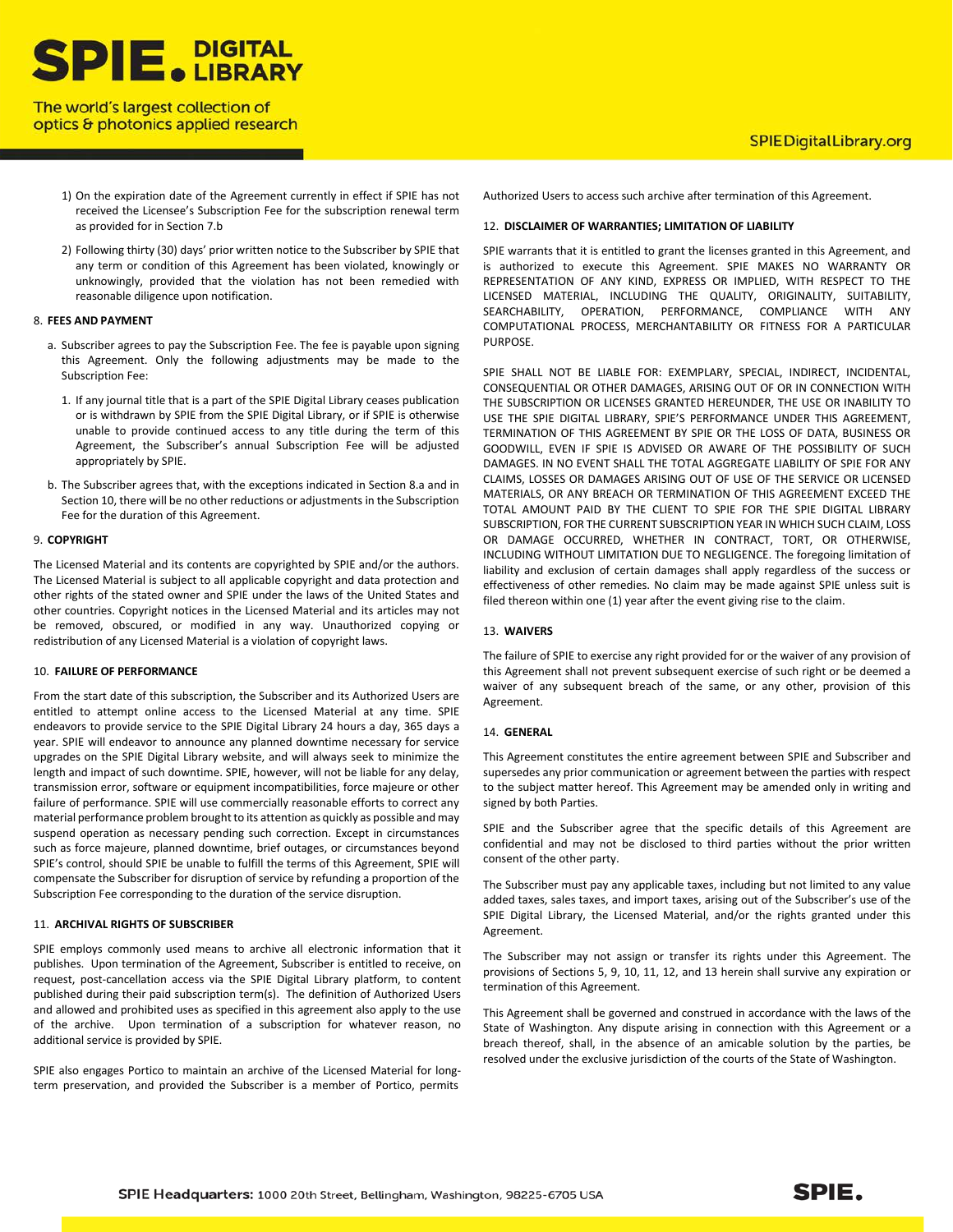1) On the expiration date of the Agreement currently in effect if SPIE has not received the Licensee's Subscription Fee for the subscription renewal term as provided for in Section 7.b

2) Following thirty (30) days' prior written notice to the Subscriber by SPIE that any term or condition of this Agreement has been violated, knowingly or unknowingly, provided that the violation has not been remedied with reasonable diligence upon notification.

8. **FEES AND PAYMENT**

a. Subscriber agrees to pay the Subscription Fee. The fee is payable upon signing this Agreement. Only the following adjustments may be made to the Subscription Fee:

   1. If any journal title that is a part of the SPIE Digital Library ceases publication or is withdrawn by SPIE from the SPIE Digital Library, or if SPIE is otherwise unable to provide continued access to any title during the term of this Agreement, the Subscriber's annual Subscription Fee will be adjusted appropriately by SPIE.

b. The Subscriber agrees that, with the exceptions indicated in Section 8.a and in Section 10, there will be no other reductions or adjustments in the Subscription Fee for the duration of this Agreement.

9. **COPYRIGHT**

The Licensed Material and its contents are copyrighted by SPIE and/or the authors. The Licensed Material is subject to all applicable copyright and data protection and other rights of the stated owner and SPIE under the laws of the United States and other countries. Copyright notices in the Licensed Material and its articles may not be removed, obscured, or modified in any way. Unauthorized copying or redistribution of any Licensed Material is a violation of copyright laws.

10. **FAILURE OF PERFORMANCE**

From the start date of this subscription, the Subscriber and its Authorized Users are entitled to attempt online access to the Licensed Material at any time. SPIE endeavors to provide service to the SPIE Digital Library 24 hours a day, 365 days a year. SPIE will endeavor to announce any planned downtime necessary for service upgrades on the SPIE Digital Library website, and will always seek to minimize the length and impact of such downtime. SPIE, however, will not be liable for any delay, transmission error, software or equipment incompatibilities, force majeure or other failure of performance. SPIE will use commercially reasonable efforts to correct any material performance problem brought to its attention as quickly as possible and may suspend operation as necessary pending such correction. Except in circumstances such as force majeure, planned downtime, brief outages, or circumstances beyond SPIE's control, should SPIE be unable to fulfill the terms of this Agreement, SPIE will compensate the Subscriber for disruption of service by refunding a proportion of the Subscription Fee corresponding to the duration of the service disruption.

11. **ARCHIVAL RIGHTS OF SUBSCRIBER**

SPIE employs commonly used means to archive all electronic information that it publishes. Upon termination of the Agreement, Subscriber is entitled to receive, on request, post-cancellation access via the SPIE Digital Library platform, to content published during their paid subscription term(s). The definition of Authorized Users and allowed and prohibited uses as specified in this agreement also apply to the use of the archive. Upon termination of a subscription for whatever reason, no additional service is provided by SPIE.

SPIE also engages Portico to maintain an archive of the Licensed Material for long-term preservation, and provided the Subscriber is a member of Portico, permits Authorized Users to access such archive after termination of this Agreement.

12. **DISCLAIMER OF WARRANTIES; LIMITATION OF LIABILITY**

SPIE warrants that it is entitled to grant the licenses granted in this Agreement, and is authorized to execute this Agreement. SPIE MAKES NO WARRANTY OR REPRESENTATION OF ANY KIND, EXPRESS OR IMPLIED, WITH RESPECT TO THE LICENSED MATERIAL, INCLUDING THE QUALITY, ORIGINALITY, SUITABILITY, SEARCHABILITY, OPERATION, PERFORMANCE, COMPLIANCE WITH ANY COMPUTATIONAL PROCESS, MERCHANTABILITY OR FITNESS FOR A PARTICULAR PURPOSE.

SPIE SHALL NOT BE LIABLE FOR: EXEMPLARY, SPECIAL, INDIRECT, INCIDENTAL, CONSEQUENTIAL OR OTHER DAMAGES, ARISING OUT OF OR IN CONNECTION WITH THE SUBSCRIPTION OR LICENSES GRANTED HEREUNDER, THE USE OR INABILITY TO USE THE SPIE DIGITAL LIBRARY, SPIE'S PERFORMANCE UNDER THIS AGREEMENT, TERMINATION OF THIS AGREEMENT BY SPIE OR THE LOSS OF DATA, BUSINESS OR GOODWILL, EVEN IF SPIE IS ADVISED OR AWARE OF THE POSSIBILITY OF SUCH DAMAGES. IN NO EVENT SHALL THE TOTAL AGGREGATE LIABILITY OF SPIE FOR ANY CLAIMS, LOSSES OR DAMAGES ARISING OUT OF USE OF THE SERVICE OR LICENSED MATERIALS, OR ANY BREACH OR TERMINATION OF THIS AGREEMENT EXCEED THE TOTAL AMOUNT PAID BY THE CLIENT TO SPIE FOR THE SPIE DIGITAL LIBRARY SUBSCRIPTION, FOR THE CURRENT SUBSCRIPTION YEAR IN WHICH SUCH CLAIM, LOSS OR DAMAGE OCCURRED, WHETHER IN CONTRACT, TORT, OR OTHERWISE, INCLUDING WITHOUT LIMITATION DUE TO NEGLIGENCE. The foregoing limitation of liability and exclusion of certain damages shall apply regardless of the success or effectiveness of other remedies. No claim may be made against SPIE unless suit is filed thereon within one (1) year after the event giving rise to the claim.

13. **WAIVERS**

The failure of SPIE to exercise any right provided for or the waiver of any provision of this Agreement shall not prevent subsequent exercise of such right or be deemed a waiver of any subsequent breach of the same, or any other, provision of this Agreement.

14. **GENERAL**

This Agreement constitutes the entire agreement between SPIE and Subscriber and supersedes any prior communication or agreement between the parties with respect to the subject matter hereof. This Agreement may be amended only in writing and signed by both Parties.

SPIE and the Subscriber agree that the specific details of this Agreement are confidential and may not be disclosed to third parties without the prior written consent of the other party.

The Subscriber must pay any applicable taxes, including but not limited to any value added taxes, sales taxes, and import taxes, arising out of the Subscriber's use of the SPIE Digital Library, the Licensed Material, and/or the rights granted under this Agreement.

The Subscriber may not assign or transfer its rights under this Agreement. The provisions of Sections 5, 9, 10, 11, 12, and 13 herein shall survive any expiration or termination of this Agreement.

This Agreement shall be governed and construed in accordance with the laws of the State of Washington. Any dispute arising in connection with this Agreement or a breach thereof, shall, in the absence of an amicable solution by the parties, be resolved under the exclusive jurisdiction of the courts of the State of Washington.